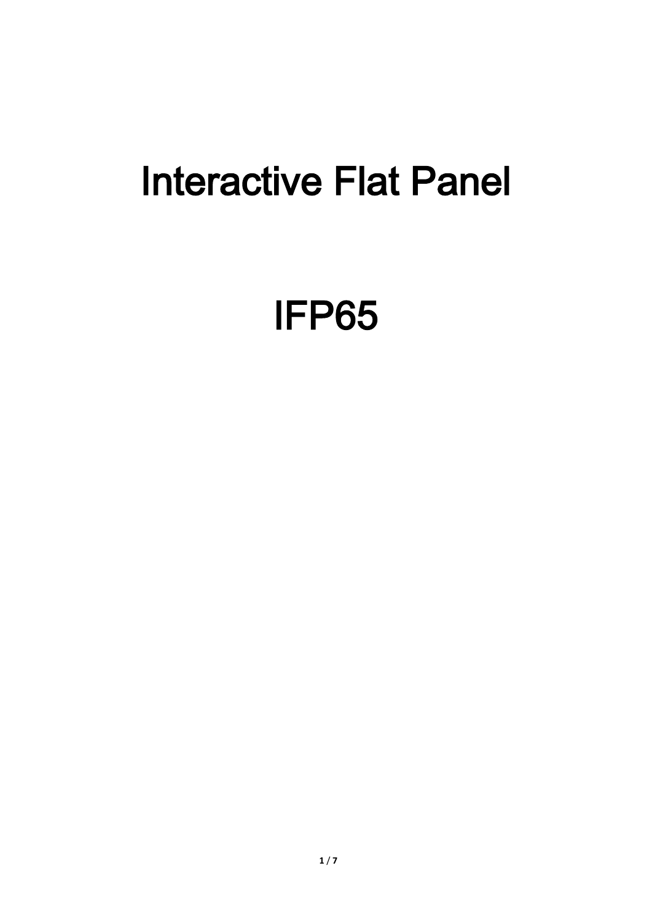# Interactive Flat Panel

# IFP65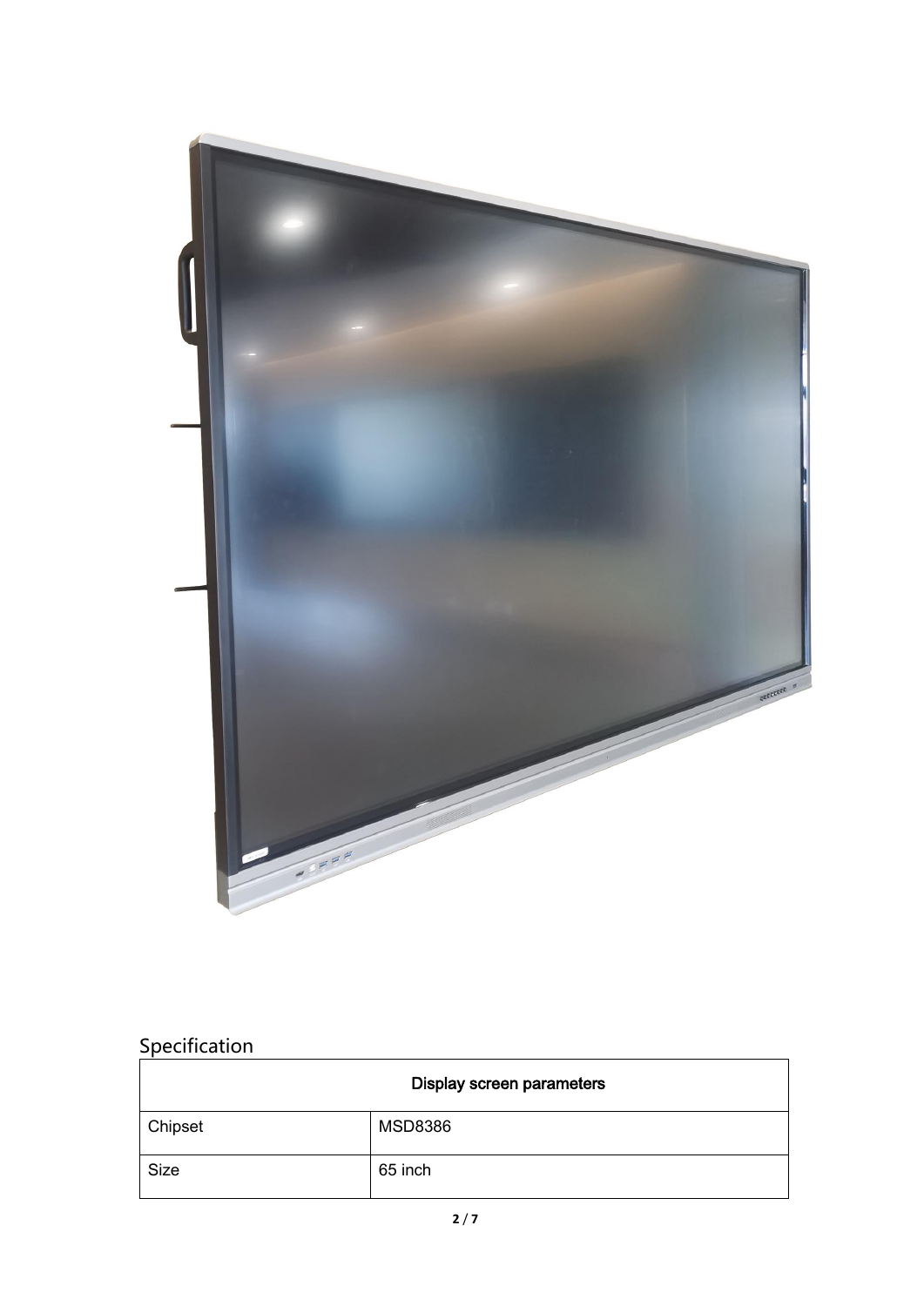## Specification

| Display screen parameters | |
|---|---|
| Chipset | MSD8386 |
| Size | 65 inch |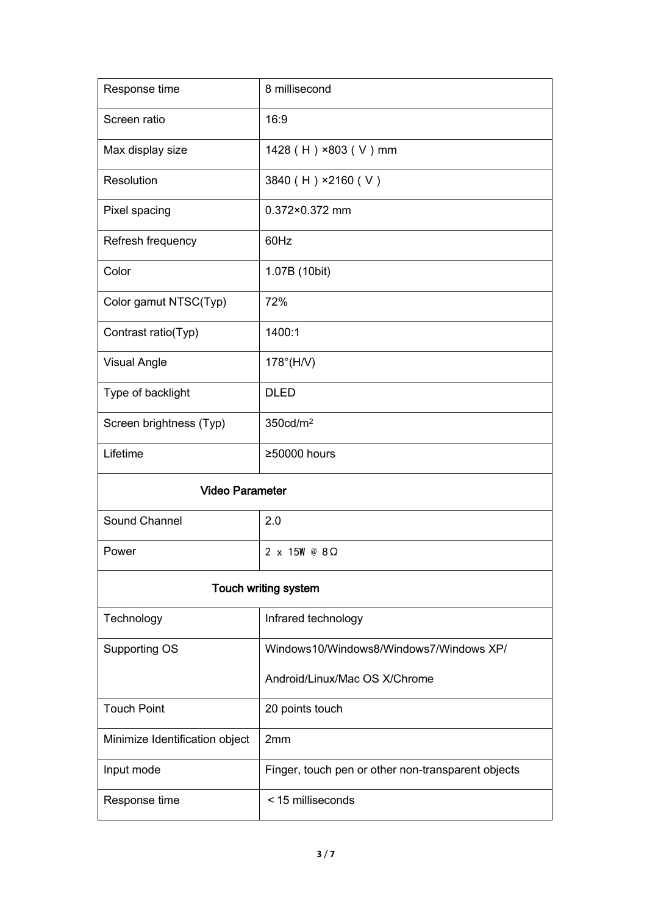| Response time | 8 millisecond |
|---|---|
| Screen ratio | 16:9 |
| Max display size | 1428 ( H ) ×803 ( V ) mm |
| Resolution | 3840 ( H ) ×2160 ( V ) |
| Pixel spacing | 0.372×0.372 mm |
| Refresh frequency | 60Hz |
| Color | 1.07B (10bit) |
| Color gamut NTSC(Typ) | 72% |
| Contrast ratio(Typ) | 1400:1 |
| Visual Angle | 178°(H/V) |
| Type of backlight | DLED |
| Screen brightness (Typ) | 350cd/$m^2$ |
| Lifetime | ≥50000 hours |
| **Video Parameter** | |
| Sound Channel | 2.0 |
| Power | 2 x 15W @ 8Ω |
| **Touch writing system** | |
| Technology | Infrared technology |
| Supporting OS | Windows10/Windows8/Windows7/Windows XP/<br>Android/Linux/Mac OS X/Chrome |
| Touch Point | 20 points touch |
| Minimize Identification object | 2mm |
| Input mode | Finger, touch pen or other non-transparent objects |
| Response time | < 15 milliseconds |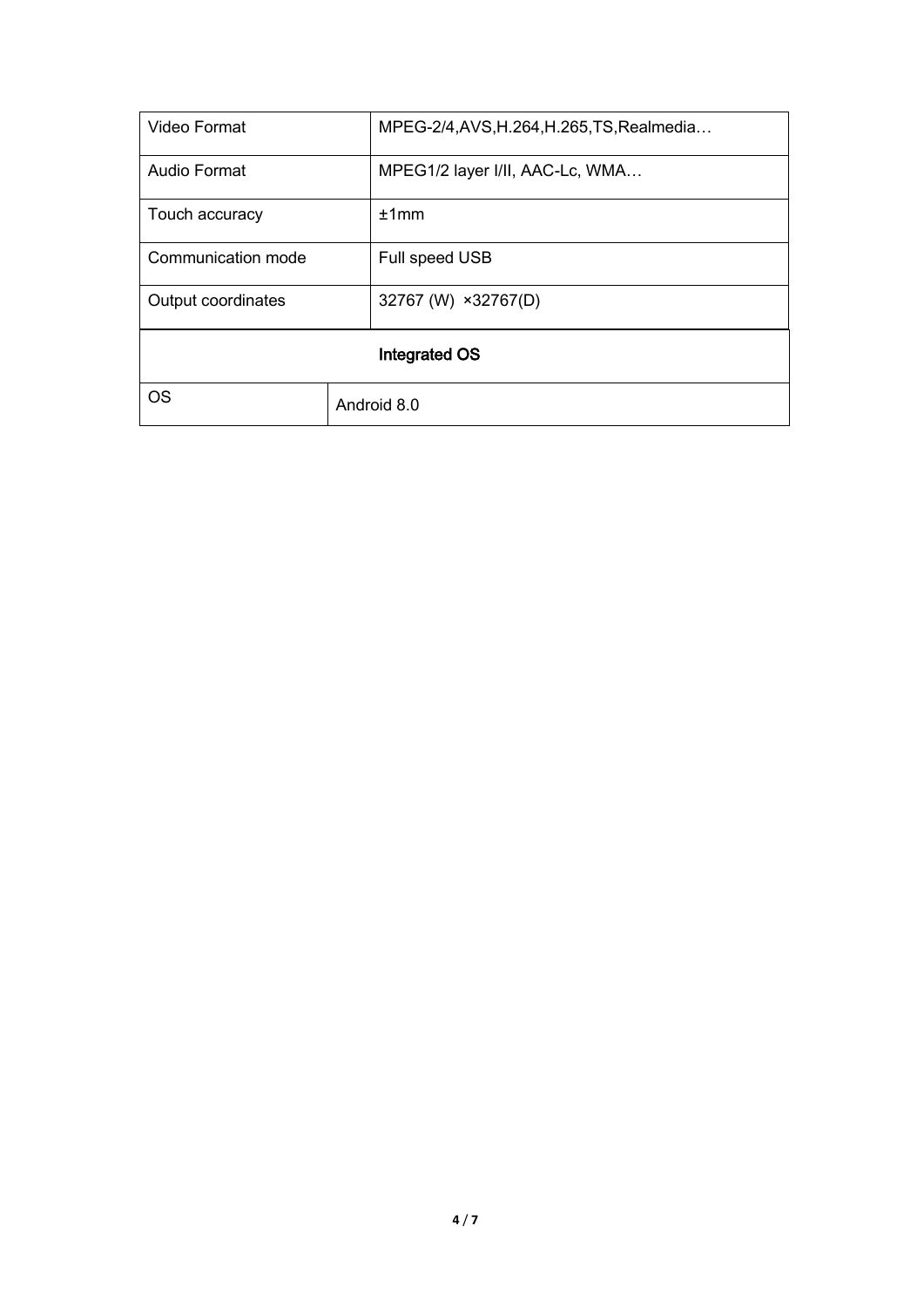| Video Format | MPEG-2/4,AVS,H.264,H.265,TS,Realmedia… |
| --- | --- |
| Audio Format | MPEG1/2 layer I/II, AAC-Lc, WMA… |
| Touch accuracy | ±1mm |
| Communication mode | Full speed USB |
| Output coordinates | 32767 (W) ×32767(D) |
| **Integrated OS** | |
| OS | Android 8.0 |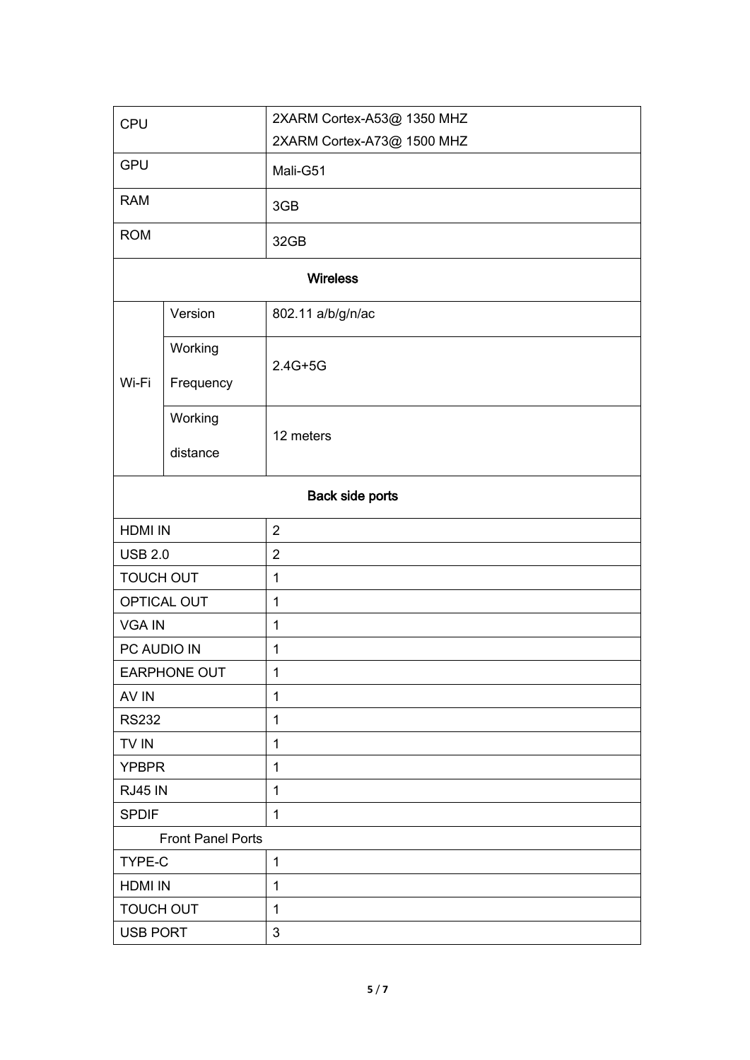| CPU | | 2XARM Cortex-A53@ 1350 MHZ<br>2XARM Cortex-A73@ 1500 MHZ |
|---|---|---|
| GPU | | Mali-G51 |
| RAM | | 3GB |
| ROM | | 32GB |
| **Wireless** | | |
| Wi-Fi | Version | 802.11 a/b/g/n/ac |
| | Working Frequency | 2.4G+5G |
| | Working distance | 12 meters |
| **Back side ports** | | |
| HDMI IN | | 2 |
| USB 2.0 | | 2 |
| TOUCH OUT | | 1 |
| OPTICAL OUT | | 1 |
| VGA IN | | 1 |
| PC AUDIO IN | | 1 |
| EARPHONE OUT | | 1 |
| AV IN | | 1 |
| RS232 | | 1 |
| TV IN | | 1 |
| YPBPR | | 1 |
| RJ45 IN | | 1 |
| SPDIF | | 1 |
| Front Panel Ports | | |
| TYPE-C | | 1 |
| HDMI IN | | 1 |
| TOUCH OUT | | 1 |
| USB PORT | | 3 |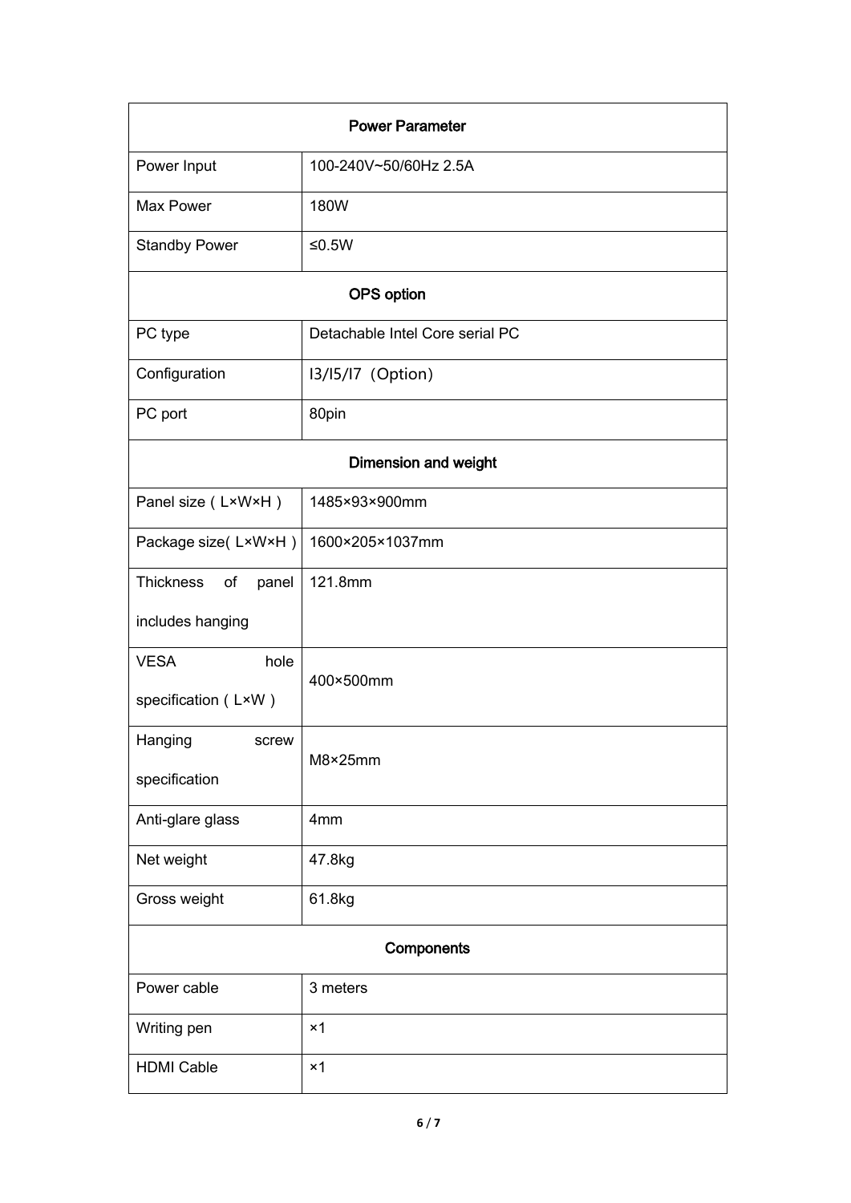| Power Parameter | |
|---|---|
| Power Input | 100-240V~50/60Hz 2.5A |
| Max Power | 180W |
| Standby Power | ≤0.5W |
| **OPS option** | |
| PC type | Detachable Intel Core serial PC |
| Configuration | I3/I5/I7 （Option) |
| PC port | 80pin |
| **Dimension and weight** | |
| Panel size（L×W×H） | 1485×93×900mm |
| Package size(L×W×H) | 1600×205×1037mm |
| Thickness of panel includes hanging | 121.8mm |
| VESA hole specification（L×W） | 400×500mm |
| Hanging screw specification | M8×25mm |
| Anti-glare glass | 4mm |
| Net weight | 47.8kg |
| Gross weight | 61.8kg |
| **Components** | |
| Power cable | 3 meters |
| Writing pen | ×1 |
| HDMI Cable | ×1 |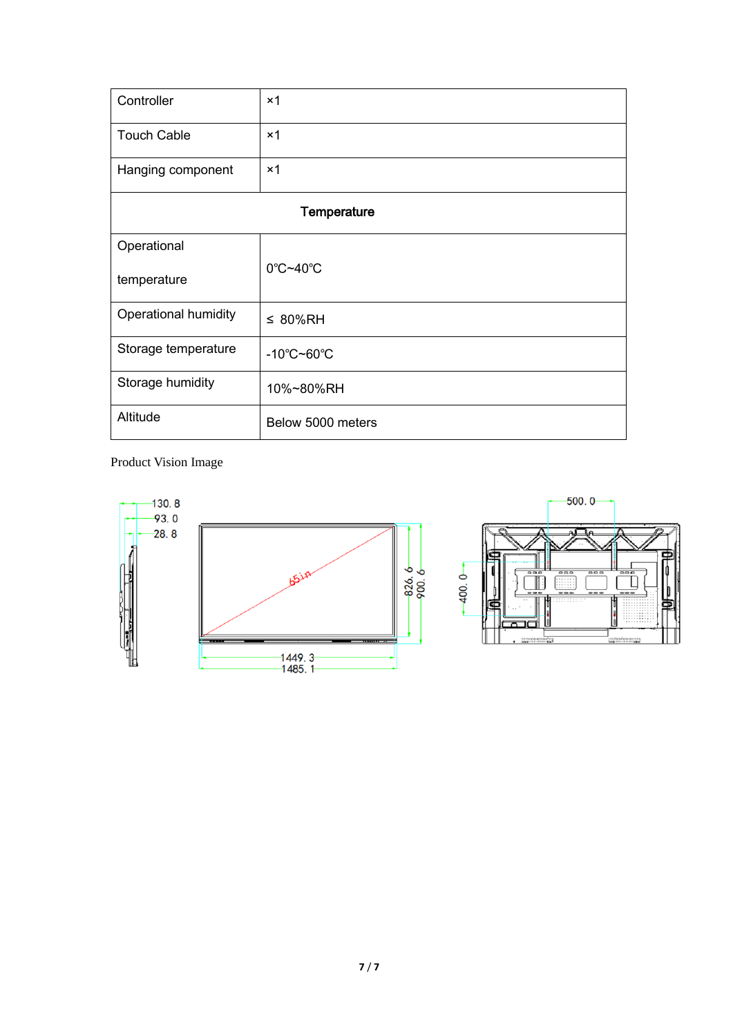| | |
|---|---|
| Controller | ×1 |
| Touch Cable | ×1 |
| Hanging component | ×1 |
| **Temperature** | |
| Operational temperature | 0℃~40℃ |
| Operational humidity | ≤ 80%RH |
| Storage temperature | -10℃~60℃ |
| Storage humidity | 10%~80%RH |
| Altitude | Below 5000 meters |

Product Vision Image

130. 8
93. 0
28. 8
65in
826. 6
900. 6
1449. 3
1485. 1
500. 0
400. 0